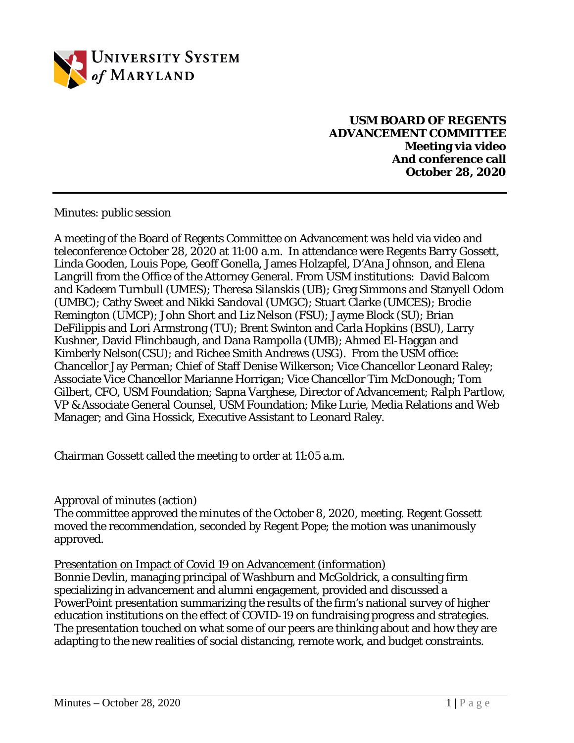**USM BOARD OF REGENTS**
**ADVANCEMENT COMMITTEE**
**Meeting via video**
**And conference call**
**October 28, 2020**

---

Minutes: public session

A meeting of the Board of Regents Committee on Advancement was held via video and teleconference October 28, 2020 at 11:00 a.m. In attendance were Regents Barry Gossett, Linda Gooden, Louis Pope, Geoff Gonella, James Holzapfel, D'Ana Johnson, and Elena Langrill from the Office of the Attorney General. From USM institutions: David Balcom and Kadeem Turnbull (UMES); Theresa Silanskis (UB); Greg Simmons and Stanyell Odom (UMBC); Cathy Sweet and Nikki Sandoval (UMGC); Stuart Clarke (UMCES); Brodie Remington (UMCP); John Short and Liz Nelson (FSU); Jayme Block (SU); Brian DeFilippis and Lori Armstrong (TU); Brent Swinton and Carla Hopkins (BSU), Larry Kushner, David Flinchbaugh, and Dana Rampolla (UMB); Ahmed El-Haggan and Kimberly Nelson(CSU); and Richee Smith Andrews (USG). From the USM office: Chancellor Jay Perman; Chief of Staff Denise Wilkerson; Vice Chancellor Leonard Raley; Associate Vice Chancellor Marianne Horrigan; Vice Chancellor Tim McDonough; Tom Gilbert, CFO, USM Foundation; Sapna Varghese, Director of Advancement; Ralph Partlow, VP & Associate General Counsel, USM Foundation; Mike Lurie, Media Relations and Web Manager; and Gina Hossick, Executive Assistant to Leonard Raley.

Chairman Gossett called the meeting to order at 11:05 a.m.

Approval of minutes (action)
The committee approved the minutes of the October 8, 2020, meeting. Regent Gossett moved the recommendation, seconded by Regent Pope; the motion was unanimously approved.

Presentation on Impact of Covid 19 on Advancement (information)
Bonnie Devlin, managing principal of Washburn and McGoldrick, a consulting firm specializing in advancement and alumni engagement, provided and discussed a PowerPoint presentation summarizing the results of the firm's national survey of higher education institutions on the effect of COVID-19 on fundraising progress and strategies. The presentation touched on what some of our peers are thinking about and how they are adapting to the new realities of social distancing, remote work, and budget constraints.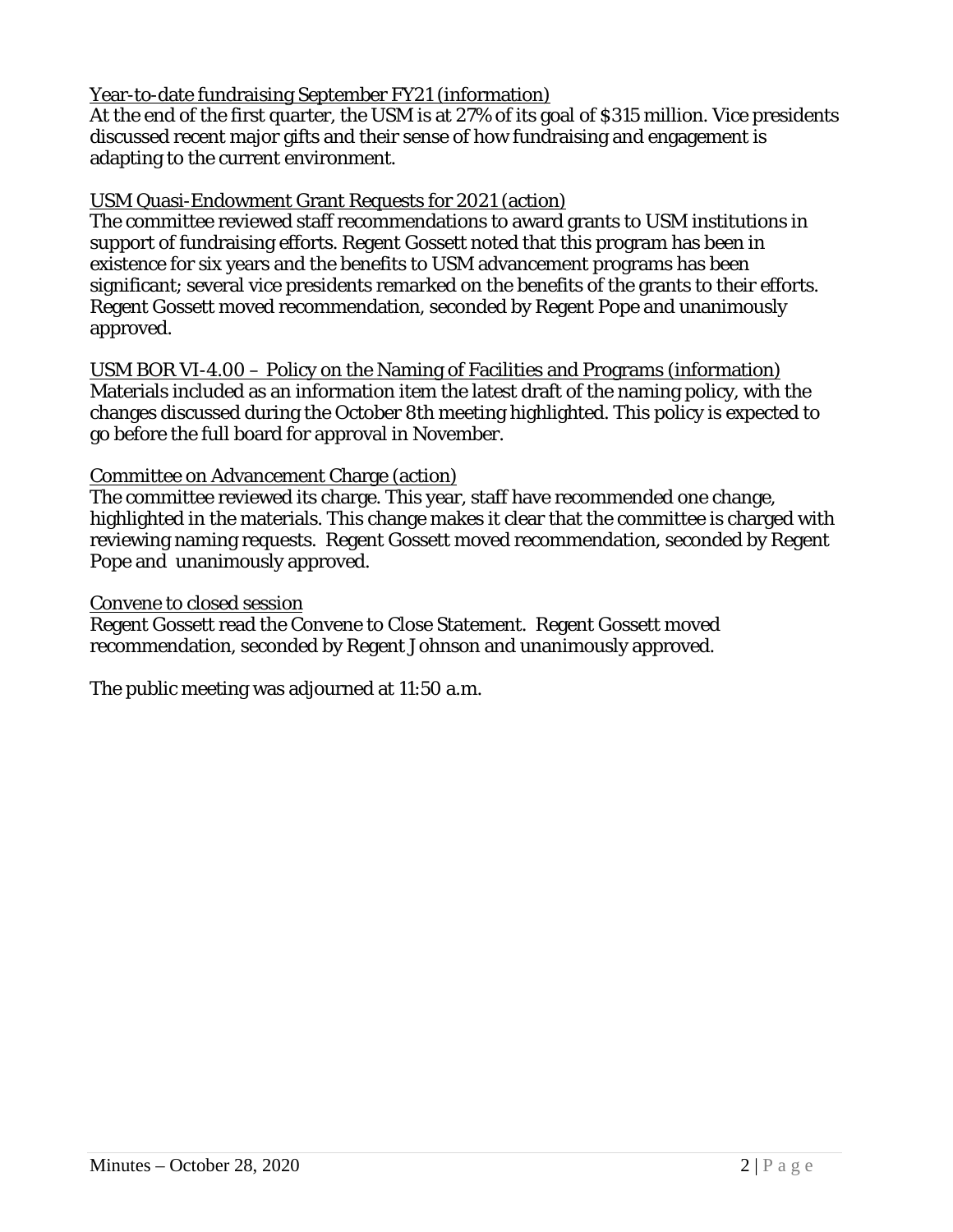Year-to-date fundraising September FY21 (information)

At the end of the first quarter, the USM is at 27% of its goal of $315 million. Vice presidents discussed recent major gifts and their sense of how fundraising and engagement is adapting to the current environment.

USM Quasi-Endowment Grant Requests for 2021 (action)

The committee reviewed staff recommendations to award grants to USM institutions in support of fundraising efforts. Regent Gossett noted that this program has been in existence for six years and the benefits to USM advancement programs has been significant; several vice presidents remarked on the benefits of the grants to their efforts. Regent Gossett moved recommendation, seconded by Regent Pope and unanimously approved.

USM BOR VI-4.00 – Policy on the Naming of Facilities and Programs (information)

Materials included as an information item the latest draft of the naming policy, with the changes discussed during the October 8th meeting highlighted. This policy is expected to go before the full board for approval in November.

Committee on Advancement Charge (action)

The committee reviewed its charge. This year, staff have recommended one change, highlighted in the materials. This change makes it clear that the committee is charged with reviewing naming requests. Regent Gossett moved recommendation, seconded by Regent Pope and unanimously approved.

Convene to closed session

Regent Gossett read the Convene to Close Statement. Regent Gossett moved recommendation, seconded by Regent Johnson and unanimously approved.

The public meeting was adjourned at 11:50 a.m.